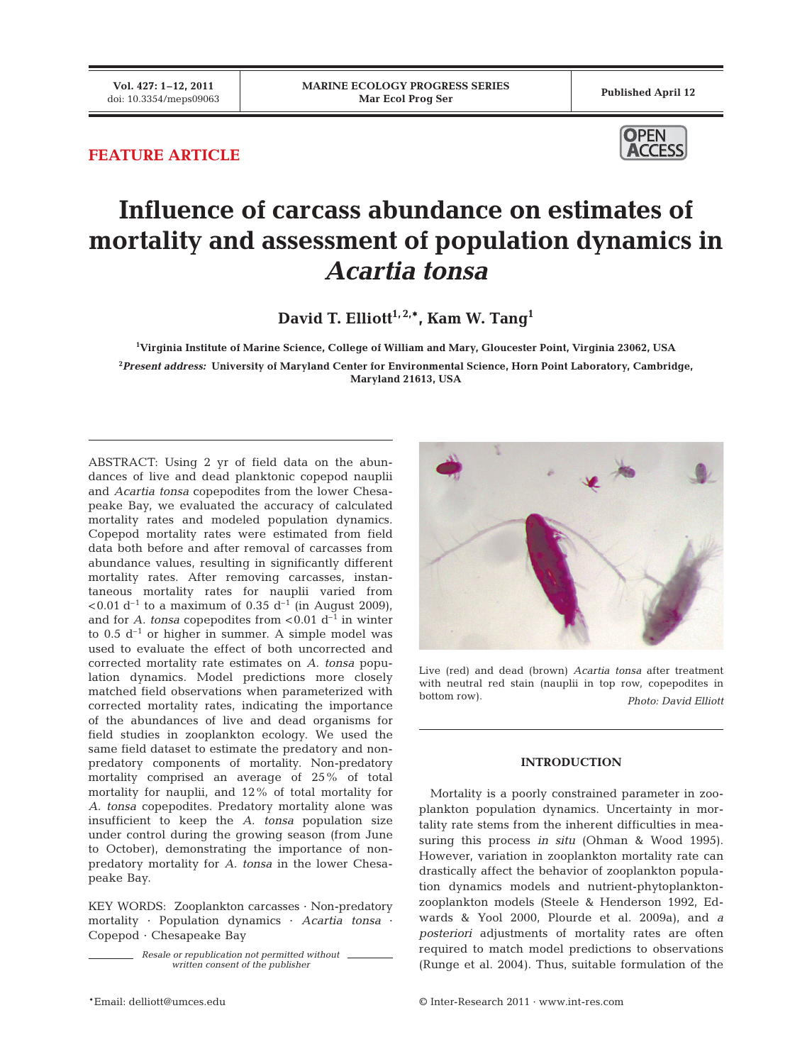FEATURE ARTICLE

# Influence of carcass abundance on estimates of mortality and assessment of population dynamics in *Acartia tonsa*

**David T. Elliott[1,2,*], Kam W. Tang[1]**

[1]Virginia Institute of Marine Science, College of William and Mary, Gloucester Point, Virginia 23062, USA

[2]*Present address:* University of Maryland Center for Environmental Science, Horn Point Laboratory, Cambridge, Maryland 21613, USA

ABSTRACT: Using 2 yr of field data on the abundances of live and dead planktonic copepod nauplii and *Acartia tonsa* copepodites from the lower Chesapeake Bay, we evaluated the accuracy of calculated mortality rates and modeled population dynamics. Copepod mortality rates were estimated from field data both before and after removal of carcasses from abundance values, resulting in significantly different mortality rates. After removing carcasses, instantaneous mortality rates for nauplii varied from $<0.01$ d$^{-1}$ to a maximum of 0.35 d$^{-1}$ (in August 2009), and for *A. tonsa* copepodites from $<0.01$ d$^{-1}$ in winter to 0.5 d$^{-1}$ or higher in summer. A simple model was used to evaluate the effect of both uncorrected and corrected mortality rate estimates on *A. tonsa* population dynamics. Model predictions more closely matched field observations when parameterized with corrected mortality rates, indicating the importance of the abundances of live and dead organisms for field studies in zooplankton ecology. We used the same field dataset to estimate the predatory and non-predatory components of mortality. Non-predatory mortality comprised an average of 25% of total mortality for nauplii, and 12% of total mortality for *A. tonsa* copepodites. Predatory mortality alone was insufficient to keep the *A. tonsa* population size under control during the growing season (from June to October), demonstrating the importance of non-predatory mortality for *A. tonsa* in the lower Chesapeake Bay.

KEY WORDS: Zooplankton carcasses · Non-predatory mortality · Population dynamics · *Acartia tonsa* · Copepod · Chesapeake Bay

*Resale or republication not permitted without written consent of the publisher*

Live (red) and dead (brown) *Acartia tonsa* after treatment with neutral red stain (nauplii in top row, copepodites in bottom row).
*Photo: David Elliott*

## INTRODUCTION

Mortality is a poorly constrained parameter in zooplankton population dynamics. Uncertainty in mortality rate stems from the inherent difficulties in measuring this process *in situ* (Ohman & Wood 1995). However, variation in zooplankton mortality rate can drastically affect the behavior of zooplankton population dynamics models and nutrient-phytoplankton-zooplankton models (Steele & Henderson 1992, Edwards & Yool 2000, Plourde et al. 2009a), and *a posteriori* adjustments of mortality rates are often required to match model predictions to observations (Runge et al. 2004). Thus, suitable formulation of the

*Email: delliott@umces.edu

© Inter-Research 2011 · www.int-res.com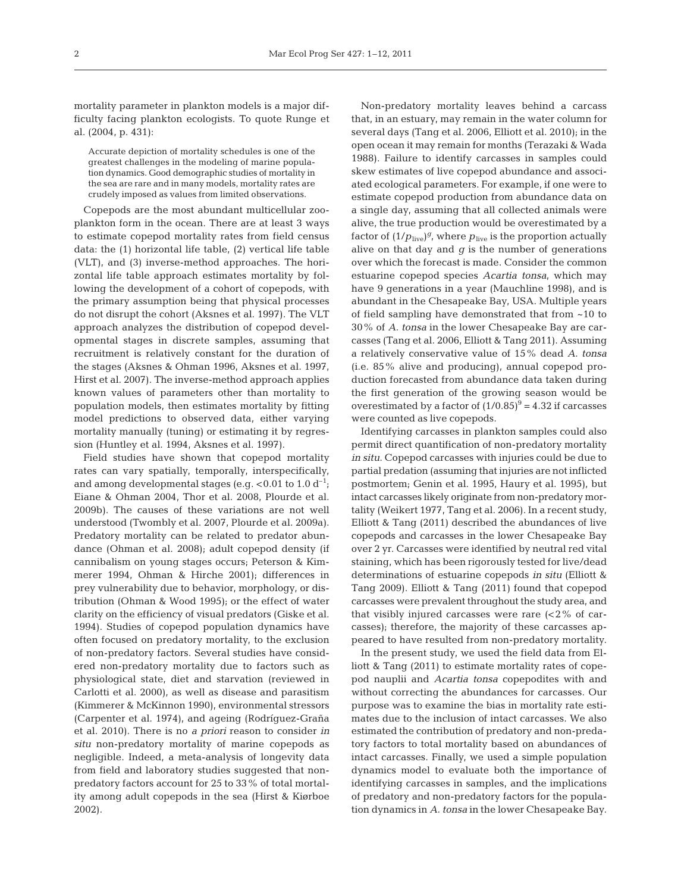mortality parameter in plankton models is a major difficulty facing plankton ecologists. To quote Runge et al. (2004, p. 431):

> Accurate depiction of mortality schedules is one of the greatest challenges in the modeling of marine population dynamics. Good demographic studies of mortality in the sea are rare and in many models, mortality rates are crudely imposed as values from limited observations.

Copepods are the most abundant multicellular zooplankton form in the ocean. There are at least 3 ways to estimate copepod mortality rates from field census data: the (1) horizontal life table, (2) vertical life table (VLT), and (3) inverse-method approaches. The horizontal life table approach estimates mortality by following the development of a cohort of copepods, with the primary assumption being that physical processes do not disrupt the cohort (Aksnes et al. 1997). The VLT approach analyzes the distribution of copepod developmental stages in discrete samples, assuming that recruitment is relatively constant for the duration of the stages (Aksnes & Ohman 1996, Aksnes et al. 1997, Hirst et al. 2007). The inverse-method approach applies known values of parameters other than mortality to population models, then estimates mortality by fitting model predictions to observed data, either varying mortality manually (tuning) or estimating it by regression (Huntley et al. 1994, Aksnes et al. 1997).

Field studies have shown that copepod mortality rates can vary spatially, temporally, interspecifically, and among developmental stages (e.g. <0.01 to 1.0 $d^{-1}$; Eiane & Ohman 2004, Thor et al. 2008, Plourde et al. 2009b). The causes of these variations are not well understood (Twombly et al. 2007, Plourde et al. 2009a). Predatory mortality can be related to predator abundance (Ohman et al. 2008); adult copepod density (if cannibalism on young stages occurs; Peterson & Kimmerer 1994, Ohman & Hirche 2001); differences in prey vulnerability due to behavior, morphology, or distribution (Ohman & Wood 1995); or the effect of water clarity on the efficiency of visual predators (Giske et al. 1994). Studies of copepod population dynamics have often focused on predatory mortality, to the exclusion of non-predatory factors. Several studies have considered non-predatory mortality due to factors such as physiological state, diet and starvation (reviewed in Carlotti et al. 2000), as well as disease and parasitism (Kimmerer & McKinnon 1990), environmental stressors (Carpenter et al. 1974), and ageing (Rodríguez-Graña et al. 2010). There is no *a priori* reason to consider *in situ* non-predatory mortality of marine copepods as negligible. Indeed, a meta-analysis of longevity data from field and laboratory studies suggested that non-predatory factors account for 25 to 33% of total mortality among adult copepods in the sea (Hirst & Kiørboe 2002).

Non-predatory mortality leaves behind a carcass that, in an estuary, may remain in the water column for several days (Tang et al. 2006, Elliott et al. 2010); in the open ocean it may remain for months (Terazaki & Wada 1988). Failure to identify carcasses in samples could skew estimates of live copepod abundance and associated ecological parameters. For example, if one were to estimate copepod production from abundance data on a single day, assuming that all collected animals were alive, the true production would be overestimated by a factor of $(1/p_{live})^g$, where $p_{live}$ is the proportion actually alive on that day and $g$ is the number of generations over which the forecast is made. Consider the common estuarine copepod species *Acartia tonsa*, which may have 9 generations in a year (Mauchline 1998), and is abundant in the Chesapeake Bay, USA. Multiple years of field sampling have demonstrated that from ~10 to 30% of *A. tonsa* in the lower Chesapeake Bay are carcasses (Tang et al. 2006, Elliott & Tang 2011). Assuming a relatively conservative value of 15% dead *A. tonsa* (i.e. 85% alive and producing), annual copepod production forecasted from abundance data taken during the first generation of the growing season would be overestimated by a factor of $(1/0.85)^9 = 4.32$ if carcasses were counted as live copepods.

Identifying carcasses in plankton samples could also permit direct quantification of non-predatory mortality *in situ*. Copepod carcasses with injuries could be due to partial predation (assuming that injuries are not inflicted postmortem; Genin et al. 1995, Haury et al. 1995), but intact carcasses likely originate from non-predatory mortality (Weikert 1977, Tang et al. 2006). In a recent study, Elliott & Tang (2011) described the abundances of live copepods and carcasses in the lower Chesapeake Bay over 2 yr. Carcasses were identified by neutral red vital staining, which has been rigorously tested for live/dead determinations of estuarine copepods *in situ* (Elliott & Tang 2009). Elliott & Tang (2011) found that copepod carcasses were prevalent throughout the study area, and that visibly injured carcasses were rare (<2% of carcasses); therefore, the majority of these carcasses appeared to have resulted from non-predatory mortality.

In the present study, we used the field data from Elliott & Tang (2011) to estimate mortality rates of copepod nauplii and *Acartia tonsa* copepodites with and without correcting the abundances for carcasses. Our purpose was to examine the bias in mortality rate estimates due to the inclusion of intact carcasses. We also estimated the contribution of predatory and non-predatory factors to total mortality based on abundances of intact carcasses. Finally, we used a simple population dynamics model to evaluate both the importance of identifying carcasses in samples, and the implications of predatory and non-predatory factors for the population dynamics in *A. tonsa* in the lower Chesapeake Bay.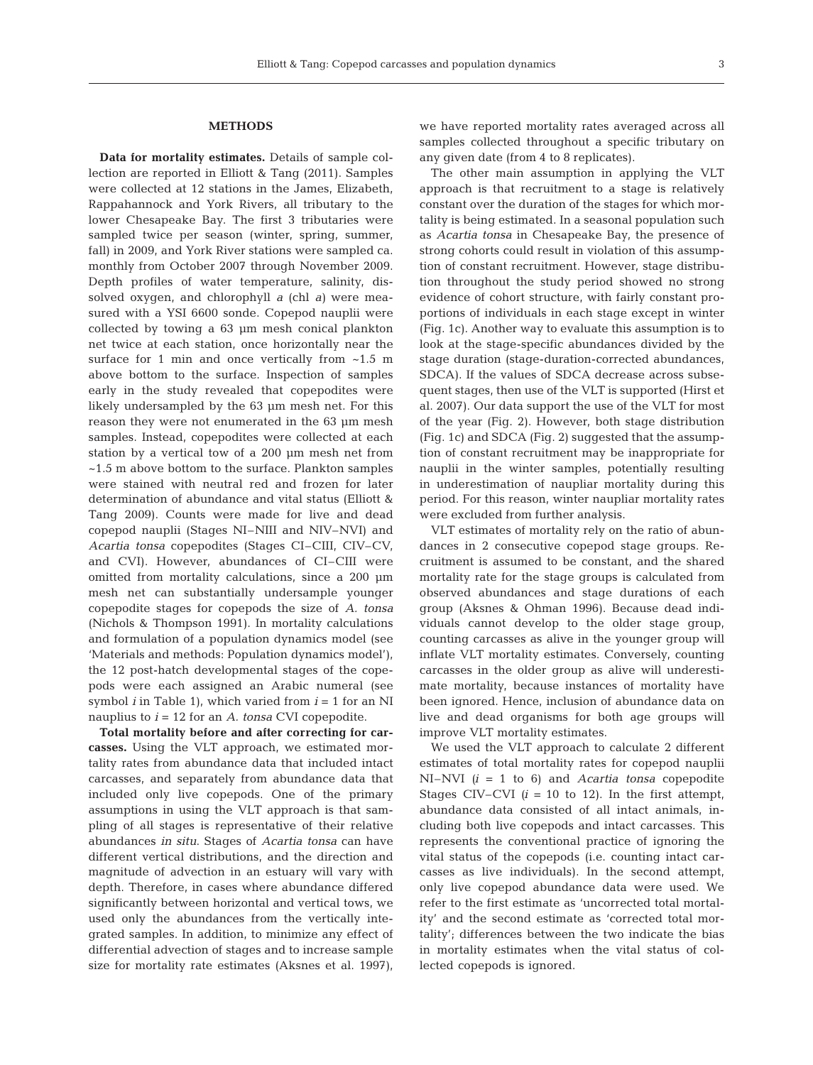## METHODS

**Data for mortality estimates.** Details of sample collection are reported in Elliott & Tang (2011). Samples were collected at 12 stations in the James, Elizabeth, Rappahannock and York Rivers, all tributary to the lower Chesapeake Bay. The first 3 tributaries were sampled twice per season (winter, spring, summer, fall) in 2009, and York River stations were sampled ca. monthly from October 2007 through November 2009. Depth profiles of water temperature, salinity, dissolved oxygen, and chlorophyll *a* (chl *a*) were measured with a YSI 6600 sonde. Copepod nauplii were collected by towing a 63 µm mesh conical plankton net twice at each station, once horizontally near the surface for 1 min and once vertically from ~1.5 m above bottom to the surface. Inspection of samples early in the study revealed that copepodites were likely undersampled by the 63 µm mesh net. For this reason they were not enumerated in the 63 µm mesh samples. Instead, copepodites were collected at each station by a vertical tow of a 200 µm mesh net from ~1.5 m above bottom to the surface. Plankton samples were stained with neutral red and frozen for later determination of abundance and vital status (Elliott & Tang 2009). Counts were made for live and dead copepod nauplii (Stages NI–NIII and NIV–NVI) and *Acartia tonsa* copepodites (Stages CI–CIII, CIV–CV, and CVI). However, abundances of CI–CIII were omitted from mortality calculations, since a 200 µm mesh net can substantially undersample younger copepodite stages for copepods the size of *A. tonsa* (Nichols & Thompson 1991). In mortality calculations and formulation of a population dynamics model (see 'Materials and methods: Population dynamics model'), the 12 post-hatch developmental stages of the copepods were each assigned an Arabic numeral (see symbol $i$ in Table 1), which varied from $i = 1$ for an NI nauplius to $i = 12$ for an *A. tonsa* CVI copepodite.

**Total mortality before and after correcting for carcasses.** Using the VLT approach, we estimated mortality rates from abundance data that included intact carcasses, and separately from abundance data that included only live copepods. One of the primary assumptions in using the VLT approach is that sampling of all stages is representative of their relative abundances *in situ*. Stages of *Acartia tonsa* can have different vertical distributions, and the direction and magnitude of advection in an estuary will vary with depth. Therefore, in cases where abundance differed significantly between horizontal and vertical tows, we used only the abundances from the vertically integrated samples. In addition, to minimize any effect of differential advection of stages and to increase sample size for mortality rate estimates (Aksnes et al. 1997), we have reported mortality rates averaged across all samples collected throughout a specific tributary on any given date (from 4 to 8 replicates).

The other main assumption in applying the VLT approach is that recruitment to a stage is relatively constant over the duration of the stages for which mortality is being estimated. In a seasonal population such as *Acartia tonsa* in Chesapeake Bay, the presence of strong cohorts could result in violation of this assumption of constant recruitment. However, stage distribution throughout the study period showed no strong evidence of cohort structure, with fairly constant proportions of individuals in each stage except in winter (Fig. 1c). Another way to evaluate this assumption is to look at the stage-specific abundances divided by the stage duration (stage-duration-corrected abundances, SDCA). If the values of SDCA decrease across subsequent stages, then use of the VLT is supported (Hirst et al. 2007). Our data support the use of the VLT for most of the year (Fig. 2). However, both stage distribution (Fig. 1c) and SDCA (Fig. 2) suggested that the assumption of constant recruitment may be inappropriate for nauplii in the winter samples, potentially resulting in underestimation of naupliar mortality during this period. For this reason, winter naupliar mortality rates were excluded from further analysis.

VLT estimates of mortality rely on the ratio of abundances in 2 consecutive copepod stage groups. Recruitment is assumed to be constant, and the shared mortality rate for the stage groups is calculated from observed abundances and stage durations of each group (Aksnes & Ohman 1996). Because dead individuals cannot develop to the older stage group, counting carcasses as alive in the younger group will inflate VLT mortality estimates. Conversely, counting carcasses in the older group as alive will underestimate mortality, because instances of mortality have been ignored. Hence, inclusion of abundance data on live and dead organisms for both age groups will improve VLT mortality estimates.

We used the VLT approach to calculate 2 different estimates of total mortality rates for copepod nauplii NI–NVI ($i$ = 1 to 6) and *Acartia tonsa* copepodite Stages CIV–CVI ($i$ = 10 to 12). In the first attempt, abundance data consisted of all intact animals, including both live copepods and intact carcasses. This represents the conventional practice of ignoring the vital status of the copepods (i.e. counting intact carcasses as live individuals). In the second attempt, only live copepod abundance data were used. We refer to the first estimate as 'uncorrected total mortality' and the second estimate as 'corrected total mortality'; differences between the two indicate the bias in mortality estimates when the vital status of collected copepods is ignored.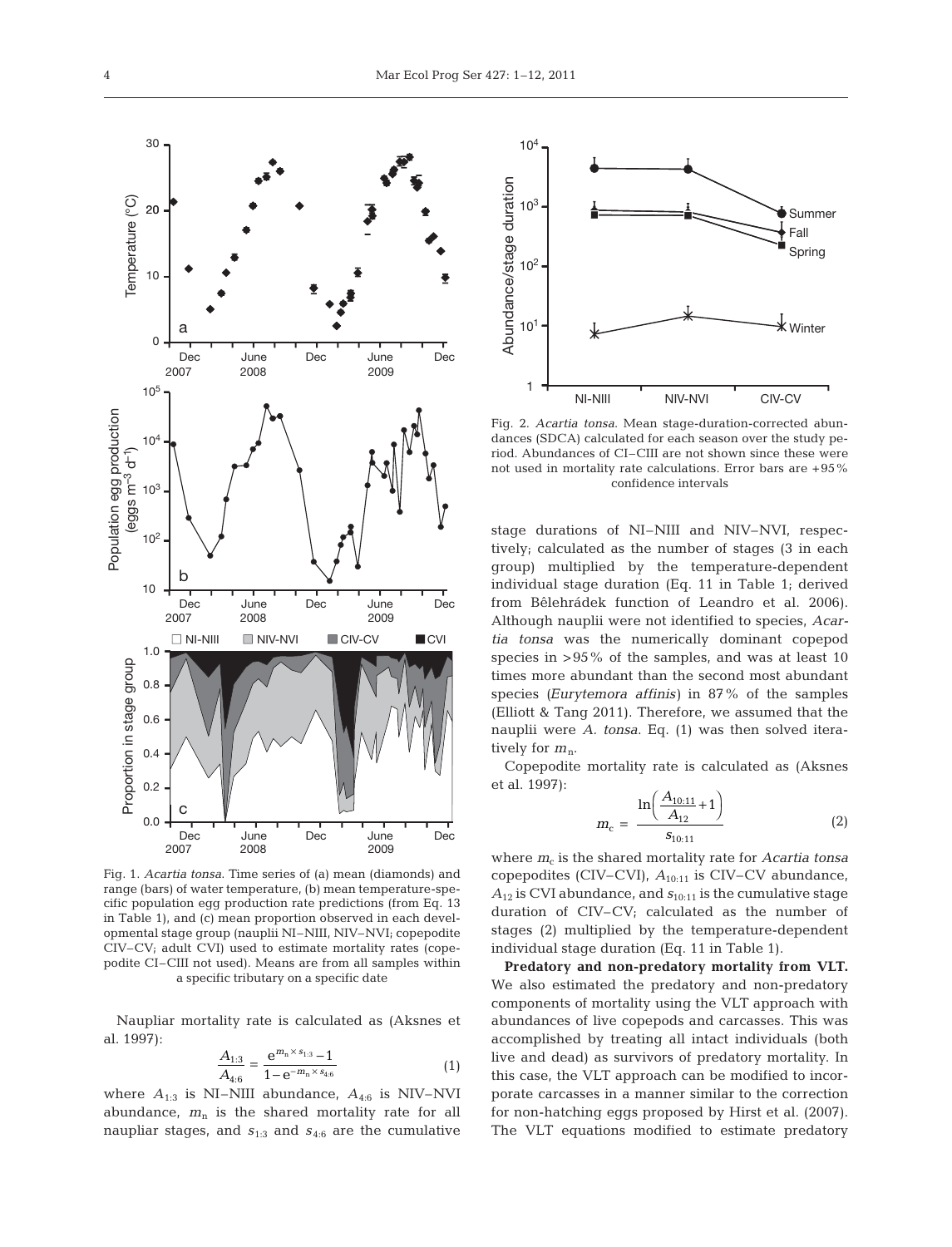Fig. 1. *Acartia tonsa*. Time series of (a) mean (diamonds) and range (bars) of water temperature, (b) mean temperature-specific population egg production rate predictions (from Eq. 13 in Table 1), and (c) mean proportion observed in each developmental stage group (nauplii NI–NIII, NIV–NVI; copepodite CIV–CV; adult CVI) used to estimate mortality rates (copepodite CI–CIII not used). Means are from all samples within a specific tributary on a specific date

Naupliar mortality rate is calculated as (Aksnes et al. 1997):

$$\frac{A_{1:3}}{A_{4:6}} = \frac{e^{m_n \times s_{1:3}} - 1}{1 - e^{-m_n \times s_{4:6}}} \tag{1}$$

where $A_{1:3}$ is NI–NIII abundance, $A_{4:6}$ is NIV–NVI abundance, $m_n$ is the shared mortality rate for all naupliar stages, and $s_{1:3}$ and $s_{4:6}$ are the cumulative stage durations of NI–NIII and NIV–NVI, respectively; calculated as the number of stages (3 in each group) multiplied by the temperature-dependent individual stage duration (Eq. 11 in Table 1; derived from Bêlehrádek function of Leandro et al. 2006). Although nauplii were not identified to species, *Acartia tonsa* was the numerically dominant copepod species in >95% of the samples, and was at least 10 times more abundant than the second most abundant species (*Eurytemora affinis*) in 87% of the samples (Elliott & Tang 2011). Therefore, we assumed that the nauplii were *A. tonsa*. Eq. (1) was then solved iteratively for $m_n$.

Fig. 2. *Acartia tonsa*. Mean stage-duration-corrected abundances (SDCA) calculated for each season over the study period. Abundances of CI–CIII are not shown since these were not used in mortality rate calculations. Error bars are +95% confidence intervals

Copepodite mortality rate is calculated as (Aksnes et al. 1997):

$$m_c = \frac{\ln\left(\frac{A_{10:11}}{A_{12}} + 1\right)}{s_{10:11}} \tag{2}$$

where $m_c$ is the shared mortality rate for *Acartia tonsa* copepodites (CIV–CVI), $A_{10:11}$ is CIV–CV abundance, $A_{12}$ is CVI abundance, and $s_{10:11}$ is the cumulative stage duration of CIV–CV; calculated as the number of stages (2) multiplied by the temperature-dependent individual stage duration (Eq. 11 in Table 1).

**Predatory and non-predatory mortality from VLT.** We also estimated the predatory and non-predatory components of mortality using the VLT approach with abundances of live copepods and carcasses. This was accomplished by treating all intact individuals (both live and dead) as survivors of predatory mortality. In this case, the VLT approach can be modified to incorporate carcasses in a manner similar to the correction for non-hatching eggs proposed by Hirst et al. (2007). The VLT equations modified to estimate predatory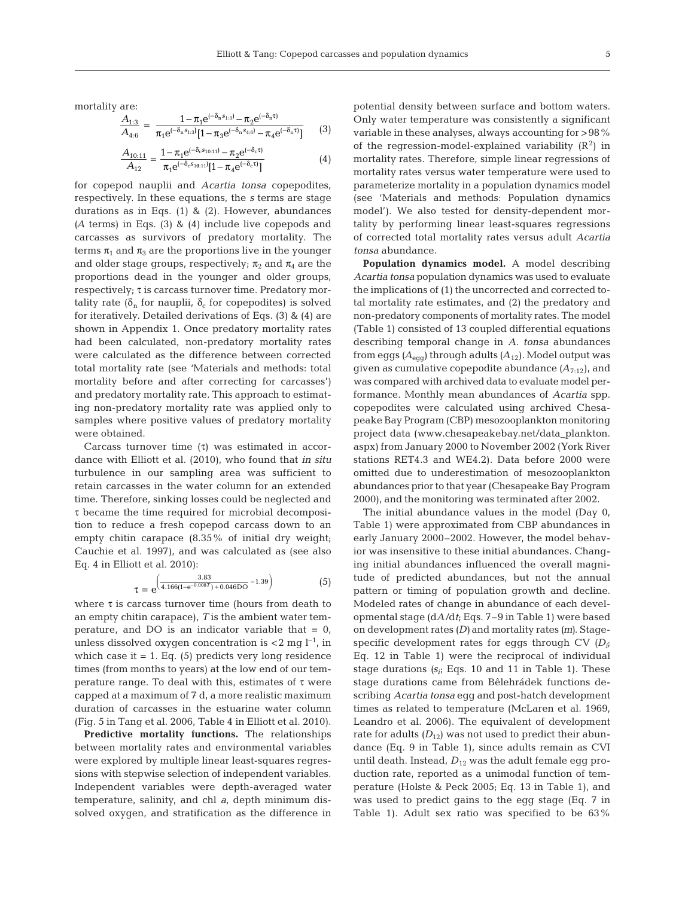mortality are:

$$\frac{A_{1:3}}{A_{4:6}} = \frac{1-\pi_1 e^{(-\delta_n s_{1:3})} - \pi_2 e^{(-\delta_n \tau)}}{\pi_1 e^{(-\delta_n s_{1:3})}[1-\pi_3 e^{(-\delta_n s_{4:6})} - \pi_4 e^{(-\delta_n \tau)}]} \tag{3}$$

$$\frac{A_{10:11}}{A_{12}} = \frac{1-\pi_1 e^{(-\delta_c s_{10:11})} - \pi_2 e^{(-\delta_c \tau)}}{\pi_1 e^{(-\delta_c s_{10:11})}[1-\pi_4 e^{(-\delta_c \tau)}]} \tag{4}$$

for copepod nauplii and *Acartia tonsa* copepodites, respectively. In these equations, the *s* terms are stage durations as in Eqs. (1) & (2). However, abundances (*A* terms) in Eqs. (3) & (4) include live copepods and carcasses as survivors of predatory mortality. The terms $\pi_1$ and $\pi_3$ are the proportions live in the younger and older stage groups, respectively; $\pi_2$ and $\pi_4$ are the proportions dead in the younger and older groups, respectively; $\tau$ is carcass turnover time. Predatory mortality rate ($\delta_n$ for nauplii, $\delta_c$ for copepodites) is solved for iteratively. Detailed derivations of Eqs. (3) & (4) are shown in Appendix 1. Once predatory mortality rates had been calculated, non-predatory mortality rates were calculated as the difference between corrected total mortality rate (see 'Materials and methods: total mortality before and after correcting for carcasses') and predatory mortality rate. This approach to estimating non-predatory mortality rate was applied only to samples where positive values of predatory mortality were obtained.

Carcass turnover time ($\tau$) was estimated in accordance with Elliott et al. (2010), who found that *in situ* turbulence in our sampling area was sufficient to retain carcasses in the water column for an extended time. Therefore, sinking losses could be neglected and $\tau$ became the time required for microbial decomposition to reduce a fresh copepod carcass down to an empty chitin carapace (8.35% of initial dry weight; Cauchie et al. 1997), and was calculated as (see also Eq. 4 in Elliott et al. 2010):

$$\tau = e^{\left(\frac{3.83}{4.166(1-e^{-0.008T})+0.046\text{DO}} - 1.39\right)} \tag{5}$$

where $\tau$ is carcass turnover time (hours from death to an empty chitin carapace), *T* is the ambient water temperature, and DO is an indicator variable that = 0, unless dissolved oxygen concentration is <2 mg $l^{-1}$, in which case it = 1. Eq. (5) predicts very long residence times (from months to years) at the low end of our temperature range. To deal with this, estimates of $\tau$ were capped at a maximum of 7 d, a more realistic maximum duration of carcasses in the estuarine water column (Fig. 5 in Tang et al. 2006, Table 4 in Elliott et al. 2010).

**Predictive mortality functions.** The relationships between mortality rates and environmental variables were explored by multiple linear least-squares regressions with stepwise selection of independent variables. Independent variables were depth-averaged water temperature, salinity, and chl *a*, depth minimum dissolved oxygen, and stratification as the difference in potential density between surface and bottom waters. Only water temperature was consistently a significant variable in these analyses, always accounting for >98% of the regression-model-explained variability ($R^2$) in mortality rates. Therefore, simple linear regressions of mortality rates versus water temperature were used to parameterize mortality in a population dynamics model (see 'Materials and methods: Population dynamics model'). We also tested for density-dependent mortality by performing linear least-squares regressions of corrected total mortality rates versus adult *Acartia tonsa* abundance.

**Population dynamics model.** A model describing *Acartia tonsa* population dynamics was used to evaluate the implications of (1) the uncorrected and corrected total mortality rate estimates, and (2) the predatory and non-predatory components of mortality rates. The model (Table 1) consisted of 13 coupled differential equations describing temporal change in *A. tonsa* abundances from eggs ($A_{egg}$) through adults ($A_{12}$). Model output was given as cumulative copepodite abundance ($A_{7:12}$), and was compared with archived data to evaluate model performance. Monthly mean abundances of *Acartia* spp. copepodites were calculated using archived Chesapeake Bay Program (CBP) mesozooplankton monitoring project data (www.chesapeakebay.net/data_plankton.aspx) from January 2000 to November 2002 (York River stations RET4.3 and WE4.2). Data before 2000 were omitted due to underestimation of mesozooplankton abundances prior to that year (Chesapeake Bay Program 2000), and the monitoring was terminated after 2002.

The initial abundance values in the model (Day 0, Table 1) were approximated from CBP abundances in early January 2000–2002. However, the model behavior was insensitive to these initial abundances. Changing initial abundances influenced the overall magnitude of predicted abundances, but not the annual pattern or timing of population growth and decline. Modeled rates of change in abundance of each developmental stage ($dA/dt$; Eqs. 7–9 in Table 1) were based on development rates (*D*) and mortality rates (*m*). Stage-specific development rates for eggs through CV ($D_i$; Eq. 12 in Table 1) were the reciprocal of individual stage durations ($s_i$; Eqs. 10 and 11 in Table 1). These stage durations came from Bêlehrádek functions describing *Acartia tonsa* egg and post-hatch development times as related to temperature (McLaren et al. 1969, Leandro et al. 2006). The equivalent of development rate for adults ($D_{12}$) was not used to predict their abundance (Eq. 9 in Table 1), since adults remain as CVI until death. Instead, $D_{12}$ was the adult female egg production rate, reported as a unimodal function of temperature (Holste & Peck 2005; Eq. 13 in Table 1), and was used to predict gains to the egg stage (Eq. 7 in Table 1). Adult sex ratio was specified to be 63%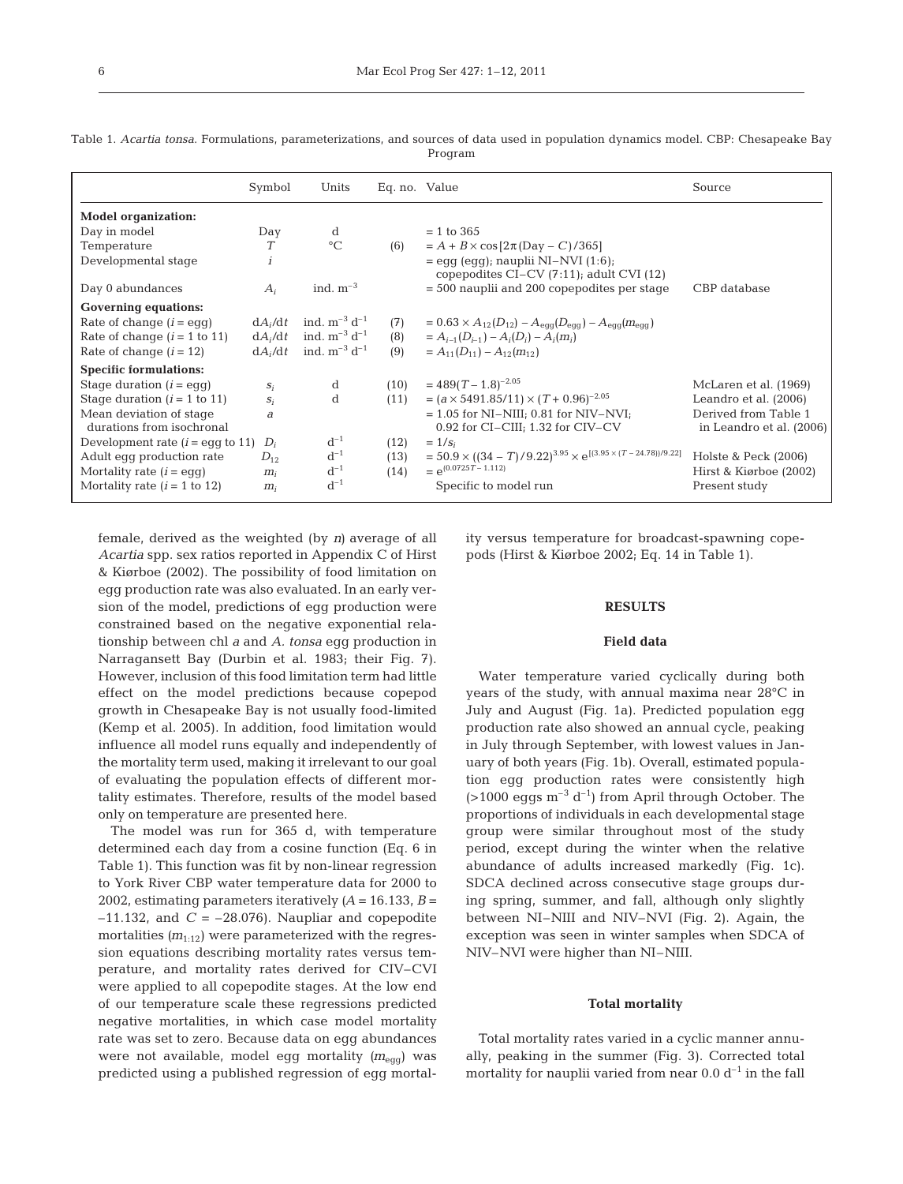Table 1. *Acartia tonsa*. Formulations, parameterizations, and sources of data used in population dynamics model. CBP: Chesapeake Bay Program

| | Symbol | Units | Eq. no. | Value | Source |
|---|---|---|---|---|---|
| **Model organization:** | | | | | |
| Day in model | Day | d | | = 1 to 365 | |
| Temperature | $T$ | °C | (6) | $= A + B \times \cos[2\pi(\text{Day} - C)/365]$ | |
| Developmental stage | $i$ | | | = egg (egg); nauplii NI–NVI (1:6); copepodites CI–CV (7:11); adult CVI (12) | |
| Day 0 abundances | $A_i$ | ind. $m^{-3}$ | | = 500 nauplii and 200 copepodites per stage | CBP database |
| **Governing equations:** | | | | | |
| Rate of change ($i$ = egg) | $dA_i/dt$ | ind. $m^{-3}$ $d^{-1}$ | (7) | $= 0.63 \times A_{12}(D_{12}) - A_{egg}(D_{egg}) - A_{egg}(m_{egg})$ | |
| Rate of change ($i$ = 1 to 11) | $dA_i/dt$ | ind. $m^{-3}$ $d^{-1}$ | (8) | $= A_{i-1}(D_{i-1}) - A_i(D_i) - A_i(m_i)$ | |
| Rate of change ($i$ = 12) | $dA_i/dt$ | ind. $m^{-3}$ $d^{-1}$ | (9) | $= A_{11}(D_{11}) - A_{12}(m_{12})$ | |
| **Specific formulations:** | | | | | |
| Stage duration ($i$ = egg) | $s_i$ | d | (10) | $= 489(T - 1.8)^{-2.05}$ | McLaren et al. (1969) |
| Stage duration ($i$ = 1 to 11) | $s_i$ | d | (11) | $= (a \times 5491.85/11) \times (T + 0.96)^{-2.05}$ | Leandro et al. (2006) |
| Mean deviation of stage durations from isochronal | $a$ | | | = 1.05 for NI–NIII; 0.81 for NIV–NVI; 0.92 for CI–CIII; 1.32 for CIV–CV | Derived from Table 1 in Leandro et al. (2006) |
| Development rate ($i$ = egg to 11) | $D_i$ | $d^{-1}$ | (12) | $= 1/s_i$ | |
| Adult egg production rate | $D_{12}$ | $d^{-1}$ | (13) | $= 50.9 \times ((34 - T)/9.22)^{3.95} \times e^{[(3.95 \times (T - 24.78))/9.22]}$ | Holste & Peck (2006) |
| Mortality rate ($i$ = egg) | $m_i$ | $d^{-1}$ | (14) | $= e^{(0.0725T - 1.112)}$ | Hirst & Kiørboe (2002) |
| Mortality rate ($i$ = 1 to 12) | $m_i$ | $d^{-1}$ | | Specific to model run | Present study |

female, derived as the weighted (by *n*) average of all *Acartia* spp. sex ratios reported in Appendix C of Hirst & Kiørboe (2002). The possibility of food limitation on egg production rate was also evaluated. In an early version of the model, predictions of egg production were constrained based on the negative exponential relationship between chl *a* and *A. tonsa* egg production in Narragansett Bay (Durbin et al. 1983; their Fig. 7). However, inclusion of this food limitation term had little effect on the model predictions because copepod growth in Chesapeake Bay is not usually food-limited (Kemp et al. 2005). In addition, food limitation would influence all model runs equally and independently of the mortality term used, making it irrelevant to our goal of evaluating the population effects of different mortality estimates. Therefore, results of the model based only on temperature are presented here.

The model was run for 365 d, with temperature determined each day from a cosine function (Eq. 6 in Table 1). This function was fit by non-linear regression to York River CBP water temperature data for 2000 to 2002, estimating parameters iteratively ($A = 16.133$, $B = -11.132$, and $C = -28.076$). Naupliar and copepodite mortalities ($m_{1:12}$) were parameterized with the regression equations describing mortality rates versus temperature, and mortality rates derived for CIV–CVI were applied to all copepodite stages. At the low end of our temperature scale these regressions predicted negative mortalities, in which case model mortality rate was set to zero. Because data on egg abundances were not available, model egg mortality ($m_{egg}$) was predicted using a published regression of egg mortality versus temperature for broadcast-spawning copepods (Hirst & Kiørboe 2002; Eq. 14 in Table 1).

## RESULTS

### Field data

Water temperature varied cyclically during both years of the study, with annual maxima near 28°C in July and August (Fig. 1a). Predicted population egg production rate also showed an annual cycle, peaking in July through September, with lowest values in January of both years (Fig. 1b). Overall, estimated population egg production rates were consistently high (>1000 eggs $m^{-3}$ $d^{-1}$) from April through October. The proportions of individuals in each developmental stage group were similar throughout most of the study period, except during the winter when the relative abundance of adults increased markedly (Fig. 1c). SDCA declined across consecutive stage groups during spring, summer, and fall, although only slightly between NI–NIII and NIV–NVI (Fig. 2). Again, the exception was seen in winter samples when SDCA of NIV–NVI were higher than NI–NIII.

### Total mortality

Total mortality rates varied in a cyclic manner annually, peaking in the summer (Fig. 3). Corrected total mortality for nauplii varied from near 0.0 $d^{-1}$ in the fall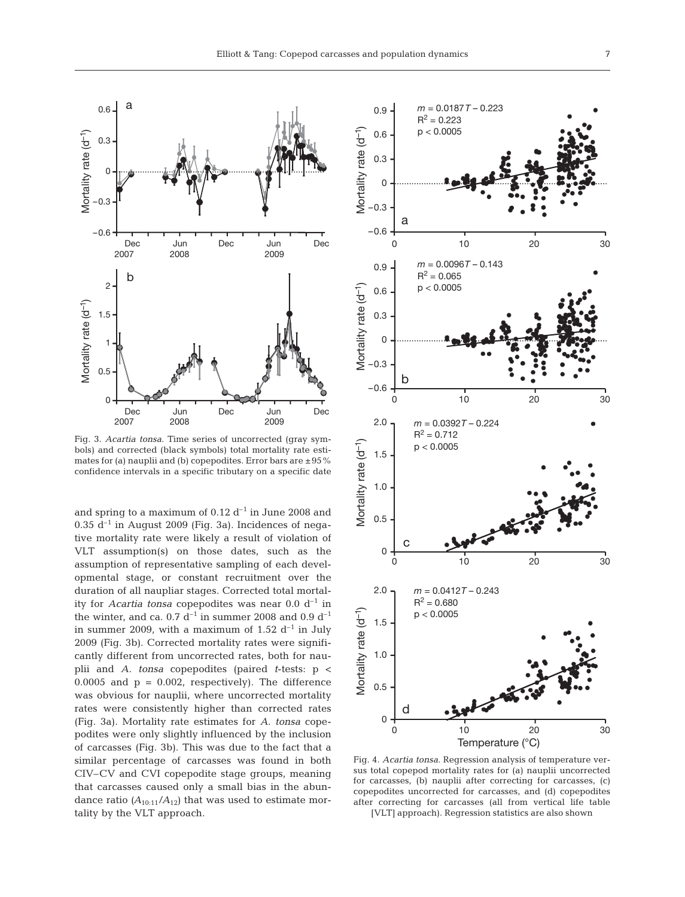Fig. 3. *Acartia tonsa*. Time series of uncorrected (gray symbols) and corrected (black symbols) total mortality rate estimates for (a) nauplii and (b) copepodites. Error bars are ±95% confidence intervals in a specific tributary on a specific date

and spring to a maximum of 0.12 $d^{-1}$ in June 2008 and 0.35 $d^{-1}$ in August 2009 (Fig. 3a). Incidences of negative mortality rate were likely a result of violation of VLT assumption(s) on those dates, such as the assumption of representative sampling of each developmental stage, or constant recruitment over the duration of all naupliar stages. Corrected total mortality for *Acartia tonsa* copepodites was near 0.0 $d^{-1}$ in the winter, and ca. 0.7 $d^{-1}$ in summer 2008 and 0.9 $d^{-1}$ in summer 2009, with a maximum of 1.52 $d^{-1}$ in July 2009 (Fig. 3b). Corrected mortality rates were significantly different from uncorrected rates, both for nauplii and *A. tonsa* copepodites (paired *t*-tests: $p < 0.0005$ and $p = 0.002$, respectively). The difference was obvious for nauplii, where uncorrected mortality rates were consistently higher than corrected rates (Fig. 3a). Mortality rate estimates for *A. tonsa* copepodites were only slightly influenced by the inclusion of carcasses (Fig. 3b). This was due to the fact that a similar percentage of carcasses was found in both CIV–CV and CVI copepodite stage groups, meaning that carcasses caused only a small bias in the abundance ratio ($A_{10:11}/A_{12}$) that was used to estimate mortality by the VLT approach.

Fig. 4. *Acartia tonsa*. Regression analysis of temperature versus total copepod mortality rates for (a) nauplii uncorrected for carcasses, (b) nauplii after correcting for carcasses, (c) copepodites uncorrected for carcasses, and (d) copepodites after correcting for carcasses (all from vertical life table [VLT] approach). Regression statistics are also shown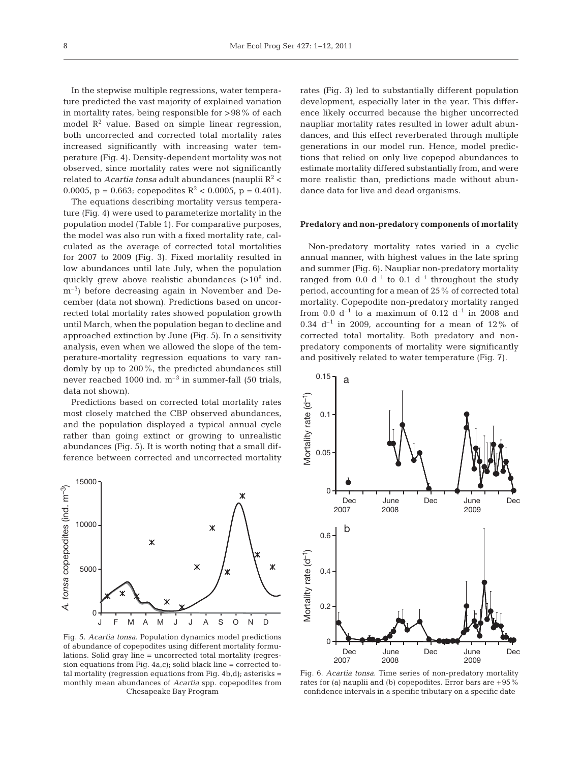In the stepwise multiple regressions, water temperature predicted the vast majority of explained variation in mortality rates, being responsible for >98% of each model $R^2$ value. Based on simple linear regression, both uncorrected and corrected total mortality rates increased significantly with increasing water temperature (Fig. 4). Density-dependent mortality was not observed, since mortality rates were not significantly related to *Acartia tonsa* adult abundances (nauplii $R^2 < 0.0005$, $p = 0.663$; copepodites $R^2 < 0.0005$, $p = 0.401$).

The equations describing mortality versus temperature (Fig. 4) were used to parameterize mortality in the population model (Table 1). For comparative purposes, the model was also run with a fixed mortality rate, calculated as the average of corrected total mortalities for 2007 to 2009 (Fig. 3). Fixed mortality resulted in low abundances until late July, when the population quickly grew above realistic abundances ($>10^8$ ind. $m^{-3}$) before decreasing again in November and December (data not shown). Predictions based on uncorrected total mortality rates showed population growth until March, when the population began to decline and approached extinction by June (Fig. 5). In a sensitivity analysis, even when we allowed the slope of the temperature-mortality regression equations to vary randomly by up to 200%, the predicted abundances still never reached 1000 ind. $m^{-3}$ in summer-fall (50 trials, data not shown).

Predictions based on corrected total mortality rates most closely matched the CBP observed abundances, and the population displayed a typical annual cycle rather than going extinct or growing to unrealistic abundances (Fig. 5). It is worth noting that a small difference between corrected and uncorrected mortality rates (Fig. 3) led to substantially different population development, especially later in the year. This difference likely occurred because the higher uncorrected naupliar mortality rates resulted in lower adult abundances, and this effect reverberated through multiple generations in our model run. Hence, model predictions that relied on only live copepod abundances to estimate mortality differed substantially from, and were more realistic than, predictions made without abundance data for live and dead organisms.

Fig. 5. *Acartia tonsa*. Population dynamics model predictions of abundance of copepodites using different mortality formulations. Solid gray line = uncorrected total mortality (regression equations from Fig. 4a,c); solid black line = corrected total mortality (regression equations from Fig. 4b,d); asterisks = monthly mean abundances of *Acartia* spp. copepodites from Chesapeake Bay Program

### Predatory and non-predatory components of mortality

Non-predatory mortality rates varied in a cyclic annual manner, with highest values in the late spring and summer (Fig. 6). Naupliar non-predatory mortality ranged from 0.0 $d^{-1}$ to 0.1 $d^{-1}$ throughout the study period, accounting for a mean of 25% of corrected total mortality. Copepodite non-predatory mortality ranged from 0.0 $d^{-1}$ to a maximum of 0.12 $d^{-1}$ in 2008 and 0.34 $d^{-1}$ in 2009, accounting for a mean of 12% of corrected total mortality. Both predatory and non-predatory components of mortality were significantly and positively related to water temperature (Fig. 7).

Fig. 6. *Acartia tonsa*. Time series of non-predatory mortality rates for (a) nauplii and (b) copepodites. Error bars are +95% confidence intervals in a specific tributary on a specific date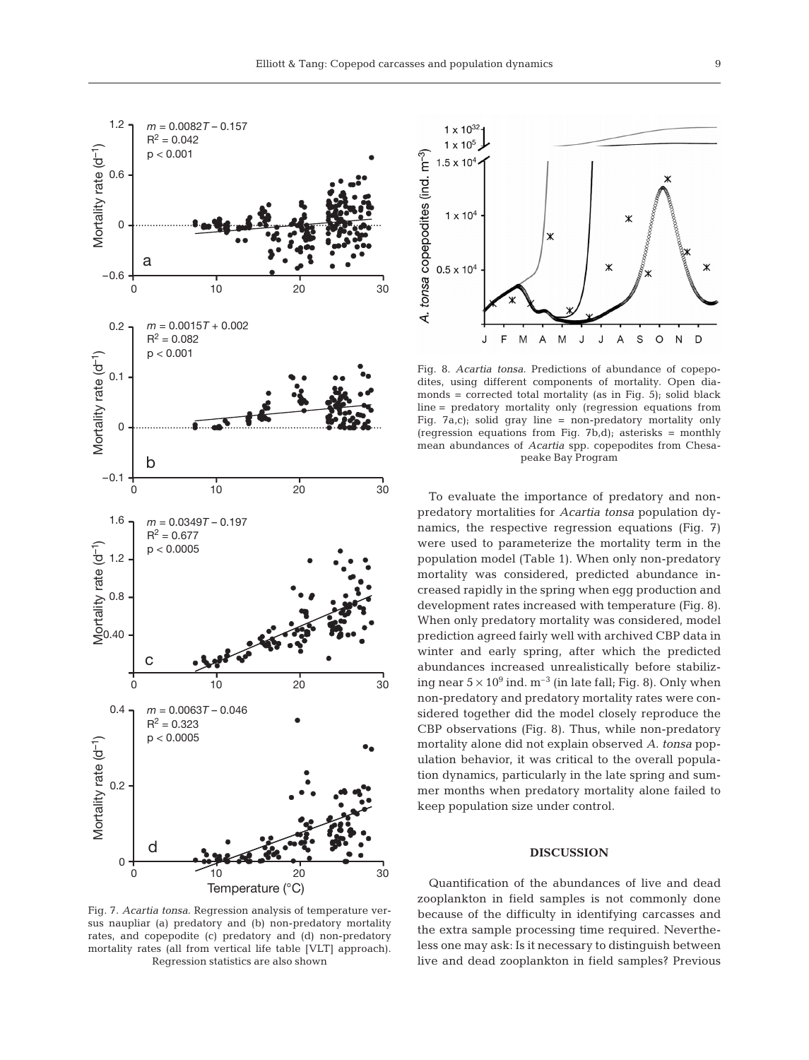Fig. 7. *Acartia tonsa*. Regression analysis of temperature versus naupliar (a) predatory and (b) non-predatory mortality rates, and copepodite (c) predatory and (d) non-predatory mortality rates (all from vertical life table [VLT] approach). Regression statistics are also shown

Fig. 8. *Acartia tonsa*. Predictions of abundance of copepodites, using different components of mortality. Open diamonds = corrected total mortality (as in Fig. 5); solid black line = predatory mortality only (regression equations from Fig. 7a,c); solid gray line = non-predatory mortality only (regression equations from Fig. 7b,d); asterisks = monthly mean abundances of *Acartia* spp. copepodites from Chesapeake Bay Program

To evaluate the importance of predatory and non-predatory mortalities for *Acartia tonsa* population dynamics, the respective regression equations (Fig. 7) were used to parameterize the mortality term in the population model (Table 1). When only non-predatory mortality was considered, predicted abundance increased rapidly in the spring when egg production and development rates increased with temperature (Fig. 8). When only predatory mortality was considered, model prediction agreed fairly well with archived CBP data in winter and early spring, after which the predicted abundances increased unrealistically before stabilizing near $5 \times 10^9$ ind. $m^{-3}$ (in late fall; Fig. 8). Only when non-predatory and predatory mortality rates were considered together did the model closely reproduce the CBP observations (Fig. 8). Thus, while non-predatory mortality alone did not explain observed *A. tonsa* population behavior, it was critical to the overall population dynamics, particularly in the late spring and summer months when predatory mortality alone failed to keep population size under control.

## DISCUSSION

Quantification of the abundances of live and dead zooplankton in field samples is not commonly done because of the difficulty in identifying carcasses and the extra sample processing time required. Nevertheless one may ask: Is it necessary to distinguish between live and dead zooplankton in field samples? Previous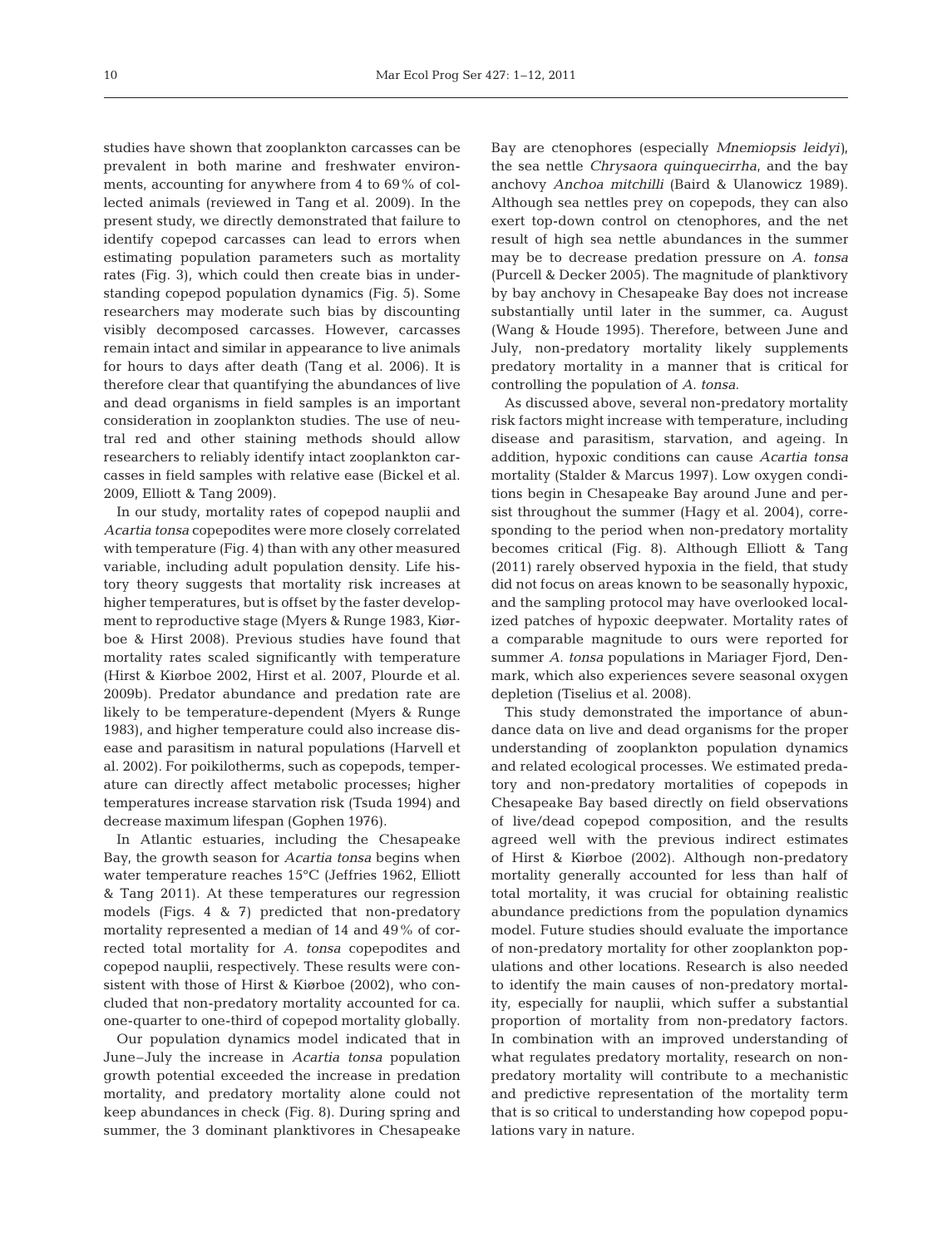studies have shown that zooplankton carcasses can be prevalent in both marine and freshwater environments, accounting for anywhere from 4 to 69% of collected animals (reviewed in Tang et al. 2009). In the present study, we directly demonstrated that failure to identify copepod carcasses can lead to errors when estimating population parameters such as mortality rates (Fig. 3), which could then create bias in understanding copepod population dynamics (Fig. 5). Some researchers may moderate such bias by discounting visibly decomposed carcasses. However, carcasses remain intact and similar in appearance to live animals for hours to days after death (Tang et al. 2006). It is therefore clear that quantifying the abundances of live and dead organisms in field samples is an important consideration in zooplankton studies. The use of neutral red and other staining methods should allow researchers to reliably identify intact zooplankton carcasses in field samples with relative ease (Bickel et al. 2009, Elliott & Tang 2009).

In our study, mortality rates of copepod nauplii and *Acartia tonsa* copepodites were more closely correlated with temperature (Fig. 4) than with any other measured variable, including adult population density. Life history theory suggests that mortality risk increases at higher temperatures, but is offset by the faster development to reproductive stage (Myers & Runge 1983, Kiørboe & Hirst 2008). Previous studies have found that mortality rates scaled significantly with temperature (Hirst & Kiørboe 2002, Hirst et al. 2007, Plourde et al. 2009b). Predator abundance and predation rate are likely to be temperature-dependent (Myers & Runge 1983), and higher temperature could also increase disease and parasitism in natural populations (Harvell et al. 2002). For poikilotherms, such as copepods, temperature can directly affect metabolic processes; higher temperatures increase starvation risk (Tsuda 1994) and decrease maximum lifespan (Gophen 1976).

In Atlantic estuaries, including the Chesapeake Bay, the growth season for *Acartia tonsa* begins when water temperature reaches 15°C (Jeffries 1962, Elliott & Tang 2011). At these temperatures our regression models (Figs. 4 & 7) predicted that non-predatory mortality represented a median of 14 and 49% of corrected total mortality for *A. tonsa* copepodites and copepod nauplii, respectively. These results were consistent with those of Hirst & Kiørboe (2002), who concluded that non-predatory mortality accounted for ca. one-quarter to one-third of copepod mortality globally.

Our population dynamics model indicated that in June–July the increase in *Acartia tonsa* population growth potential exceeded the increase in predation mortality, and predatory mortality alone could not keep abundances in check (Fig. 8). During spring and summer, the 3 dominant planktivores in Chesapeake Bay are ctenophores (especially *Mnemiopsis leidyi*), the sea nettle *Chrysaora quinquecirrha*, and the bay anchovy *Anchoa mitchilli* (Baird & Ulanowicz 1989). Although sea nettles prey on copepods, they can also exert top-down control on ctenophores, and the net result of high sea nettle abundances in the summer may be to decrease predation pressure on *A. tonsa* (Purcell & Decker 2005). The magnitude of planktivory by bay anchovy in Chesapeake Bay does not increase substantially until later in the summer, ca. August (Wang & Houde 1995). Therefore, between June and July, non-predatory mortality likely supplements predatory mortality in a manner that is critical for controlling the population of *A. tonsa*.

As discussed above, several non-predatory mortality risk factors might increase with temperature, including disease and parasitism, starvation, and ageing. In addition, hypoxic conditions can cause *Acartia tonsa* mortality (Stalder & Marcus 1997). Low oxygen conditions begin in Chesapeake Bay around June and persist throughout the summer (Hagy et al. 2004), corresponding to the period when non-predatory mortality becomes critical (Fig. 8). Although Elliott & Tang (2011) rarely observed hypoxia in the field, that study did not focus on areas known to be seasonally hypoxic, and the sampling protocol may have overlooked localized patches of hypoxic deepwater. Mortality rates of a comparable magnitude to ours were reported for summer *A. tonsa* populations in Mariager Fjord, Denmark, which also experiences severe seasonal oxygen depletion (Tiselius et al. 2008).

This study demonstrated the importance of abundance data on live and dead organisms for the proper understanding of zooplankton population dynamics and related ecological processes. We estimated predatory and non-predatory mortalities of copepods in Chesapeake Bay based directly on field observations of live/dead copepod composition, and the results agreed well with the previous indirect estimates of Hirst & Kiørboe (2002). Although non-predatory mortality generally accounted for less than half of total mortality, it was crucial for obtaining realistic abundance predictions from the population dynamics model. Future studies should evaluate the importance of non-predatory mortality for other zooplankton populations and other locations. Research is also needed to identify the main causes of non-predatory mortality, especially for nauplii, which suffer a substantial proportion of mortality from non-predatory factors. In combination with an improved understanding of what regulates predatory mortality, research on non-predatory mortality will contribute to a mechanistic and predictive representation of the mortality term that is so critical to understanding how copepod populations vary in nature.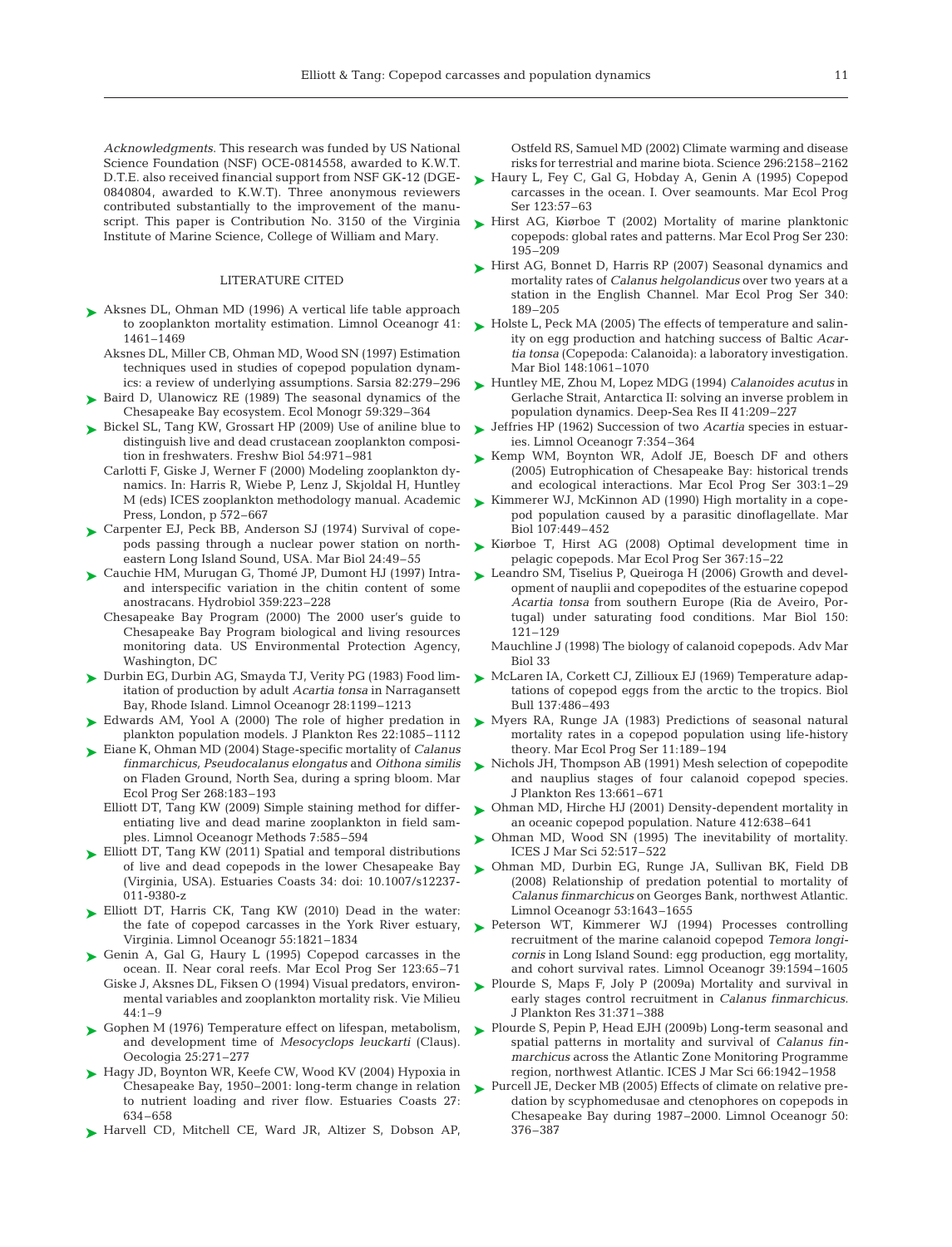*Acknowledgments.* This research was funded by US National Science Foundation (NSF) OCE-0814558, awarded to K.W.T. D.T.E. also received financial support from NSF GK-12 (DGE-0840804, awarded to K.W.T). Three anonymous reviewers contributed substantially to the improvement of the manuscript. This paper is Contribution No. 3150 of the Virginia Institute of Marine Science, College of William and Mary.

## LITERATURE CITED

- Aksnes DL, Ohman MD (1996) A vertical life table approach to zooplankton mortality estimation. Limnol Oceanogr 41: 1461–1469
- Aksnes DL, Miller CB, Ohman MD, Wood SN (1997) Estimation techniques used in studies of copepod population dynamics: a review of underlying assumptions. Sarsia 82:279–296
- Baird D, Ulanowicz RE (1989) The seasonal dynamics of the Chesapeake Bay ecosystem. Ecol Monogr 59:329–364
- Bickel SL, Tang KW, Grossart HP (2009) Use of aniline blue to distinguish live and dead crustacean zooplankton composition in freshwaters. Freshw Biol 54:971–981
- Carlotti F, Giske J, Werner F (2000) Modeling zooplankton dynamics. In: Harris R, Wiebe P, Lenz J, Skjoldal H, Huntley M (eds) ICES zooplankton methodology manual. Academic Press, London, p 572–667
- Carpenter EJ, Peck BB, Anderson SJ (1974) Survival of copepods passing through a nuclear power station on northeastern Long Island Sound, USA. Mar Biol 24:49–55
- Cauchie HM, Murugan G, Thomé JP, Dumont HJ (1997) Intra- and interspecific variation in the chitin content of some anostracans. Hydrobiol 359:223–228
- Chesapeake Bay Program (2000) The 2000 user's guide to Chesapeake Bay Program biological and living resources monitoring data. US Environmental Protection Agency, Washington, DC
- Durbin EG, Durbin AG, Smayda TJ, Verity PG (1983) Food limitation of production by adult *Acartia tonsa* in Narragansett Bay, Rhode Island. Limnol Oceanogr 28:1199–1213
- Edwards AM, Yool A (2000) The role of higher predation in plankton population models. J Plankton Res 22:1085–1112
- Eiane K, Ohman MD (2004) Stage-specific mortality of *Calanus finmarchicus, Pseudocalanus elongatus* and *Oithona similis* on Fladen Ground, North Sea, during a spring bloom. Mar Ecol Prog Ser 268:183–193
- Elliott DT, Tang KW (2009) Simple staining method for differentiating live and dead marine zooplankton in field samples. Limnol Oceanogr Methods 7:585–594
- Elliott DT, Tang KW (2011) Spatial and temporal distributions of live and dead copepods in the lower Chesapeake Bay (Virginia, USA). Estuaries Coasts 34: doi: 10.1007/s12237-011-9380-z
- Elliott DT, Harris CK, Tang KW (2010) Dead in the water: the fate of copepod carcasses in the York River estuary, Virginia. Limnol Oceanogr 55:1821–1834
- Genin A, Gal G, Haury L (1995) Copepod carcasses in the ocean. II. Near coral reefs. Mar Ecol Prog Ser 123:65–71
- Giske J, Aksnes DL, Fiksen O (1994) Visual predators, environmental variables and zooplankton mortality risk. Vie Milieu 44:1–9
- Gophen M (1976) Temperature effect on lifespan, metabolism, and development time of *Mesocyclops leuckarti* (Claus). Oecologia 25:271–277
- Hagy JD, Boynton WR, Keefe CW, Wood KV (2004) Hypoxia in Chesapeake Bay, 1950–2001: long-term change in relation to nutrient loading and river flow. Estuaries Coasts 27: 634–658
- Harvell CD, Mitchell CE, Ward JR, Altizer S, Dobson AP, Ostfeld RS, Samuel MD (2002) Climate warming and disease risks for terrestrial and marine biota. Science 296:2158–2162
- Haury L, Fey C, Gal G, Hobday A, Genin A (1995) Copepod carcasses in the ocean. I. Over seamounts. Mar Ecol Prog Ser 123:57–63
- Hirst AG, Kiørboe T (2002) Mortality of marine planktonic copepods: global rates and patterns. Mar Ecol Prog Ser 230: 195–209
- Hirst AG, Bonnet D, Harris RP (2007) Seasonal dynamics and mortality rates of *Calanus helgolandicus* over two years at a station in the English Channel. Mar Ecol Prog Ser 340: 189–205
- Holste L, Peck MA (2005) The effects of temperature and salinity on egg production and hatching success of Baltic *Acartia tonsa* (Copepoda: Calanoida): a laboratory investigation. Mar Biol 148:1061–1070
- Huntley ME, Zhou M, Lopez MDG (1994) *Calanoides acutus* in Gerlache Strait, Antarctica II: solving an inverse problem in population dynamics. Deep-Sea Res II 41:209–227
- Jeffries HP (1962) Succession of two *Acartia* species in estuaries. Limnol Oceanogr 7:354–364
- Kemp WM, Boynton WR, Adolf JE, Boesch DF and others (2005) Eutrophication of Chesapeake Bay: historical trends and ecological interactions. Mar Ecol Prog Ser 303:1–29
- Kimmerer WJ, McKinnon AD (1990) High mortality in a copepod population caused by a parasitic dinoflagellate. Mar Biol 107:449–452
- Kiørboe T, Hirst AG (2008) Optimal development time in pelagic copepods. Mar Ecol Prog Ser 367:15–22
- Leandro SM, Tiselius P, Queiroga H (2006) Growth and development of nauplii and copepodites of the estuarine copepod *Acartia tonsa* from southern Europe (Ria de Aveiro, Portugal) under saturating food conditions. Mar Biol 150: 121–129
- Mauchline J (1998) The biology of calanoid copepods. Adv Mar Biol 33
- McLaren IA, Corkett CJ, Zillioux EJ (1969) Temperature adaptations of copepod eggs from the arctic to the tropics. Biol Bull 137:486–493
- Myers RA, Runge JA (1983) Predictions of seasonal natural mortality rates in a copepod population using life-history theory. Mar Ecol Prog Ser 11:189–194
- Nichols JH, Thompson AB (1991) Mesh selection of copepodite and nauplius stages of four calanoid copepod species. J Plankton Res 13:661–671
- Ohman MD, Hirche HJ (2001) Density-dependent mortality in an oceanic copepod population. Nature 412:638–641
- Ohman MD, Wood SN (1995) The inevitability of mortality. ICES J Mar Sci 52:517–522
- Ohman MD, Durbin EG, Runge JA, Sullivan BK, Field DB (2008) Relationship of predation potential to mortality of *Calanus finmarchicus* on Georges Bank, northwest Atlantic. Limnol Oceanogr 53:1643–1655
- Peterson WT, Kimmerer WJ (1994) Processes controlling recruitment of the marine calanoid copepod *Temora longicornis* in Long Island Sound: egg production, egg mortality, and cohort survival rates. Limnol Oceanogr 39:1594–1605
- Plourde S, Maps F, Joly P (2009a) Mortality and survival in early stages control recruitment in *Calanus finmarchicus*. J Plankton Res 31:371–388
- Plourde S, Pepin P, Head EJH (2009b) Long-term seasonal and spatial patterns in mortality and survival of *Calanus finmarchicus* across the Atlantic Zone Monitoring Programme region, northwest Atlantic. ICES J Mar Sci 66:1942–1958
- Purcell JE, Decker MB (2005) Effects of climate on relative predation by scyphomedusae and ctenophores on copepods in Chesapeake Bay during 1987–2000. Limnol Oceanogr 50: 376–387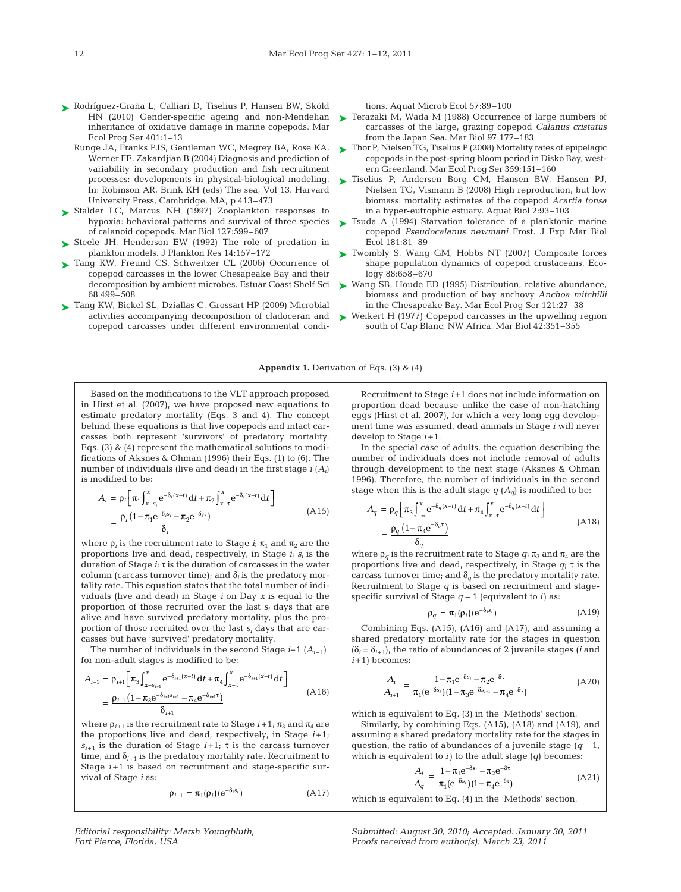Rodríguez-Graña L, Calliari D, Tiselius P, Hansen BW, Sköld HN (2010) Gender-specific ageing and non-Mendelian inheritance of oxidative damage in marine copepods. Mar Ecol Prog Ser 401:1–13

Runge JA, Franks PJS, Gentleman WC, Megrey BA, Rose KA, Werner FE, Zakardjian B (2004) Diagnosis and prediction of variability in secondary production and fish recruitment processes: developments in physical-biological modeling. In: Robinson AR, Brink KH (eds) The sea, Vol 13. Harvard University Press, Cambridge, MA, p 413–473

Stalder LC, Marcus NH (1997) Zooplankton responses to hypoxia: behavioral patterns and survival of three species of calanoid copepods. Mar Biol 127:599–607

Steele JH, Henderson EW (1992) The role of predation in plankton models. J Plankton Res 14:157–172

Tang KW, Freund CS, Schweitzer CL (2006) Occurrence of copepod carcasses in the lower Chesapeake Bay and their decomposition by ambient microbes. Estuar Coast Shelf Sci 68:499–508

Tang KW, Bickel SL, Dziallas C, Grossart HP (2009) Microbial activities accompanying decomposition of cladoceran and copepod carcasses under different environmental conditions. Aquat Microb Ecol 57:89–100

Terazaki M, Wada M (1988) Occurrence of large numbers of carcasses of the large, grazing copepod *Calanus cristatus* from the Japan Sea. Mar Biol 97:177–183

Thor P, Nielsen TG, Tiselius P (2008) Mortality rates of epipelagic copepods in the post-spring bloom period in Disko Bay, western Greenland. Mar Ecol Prog Ser 359:151–160

Tiselius P, Andersen Borg CM, Hansen BW, Hansen PJ, Nielsen TG, Vismann B (2008) High reproduction, but low biomass: mortality estimates of the copepod *Acartia tonsa* in a hyper-eutrophic estuary. Aquat Biol 2:93–103

Tsuda A (1994) Starvation tolerance of a planktonic marine copepod *Pseudocalanus newmani* Frost. J Exp Mar Biol Ecol 181:81–89

Twombly S, Wang GM, Hobbs NT (2007) Composite forces shape population dynamics of copepod crustaceans. Ecology 88:658–670

Wang SB, Houde ED (1995) Distribution, relative abundance, biomass and production of bay anchovy *Anchoa mitchilli* in the Chesapeake Bay. Mar Ecol Prog Ser 121:27–38

Weikert H (1977) Copepod carcasses in the upwelling region south of Cap Blanc, NW Africa. Mar Biol 42:351–355

**Appendix 1.** Derivation of Eqs. (3) & (4)

Based on the modifications to the VLT approach proposed in Hirst et al. (2007), we have proposed new equations to estimate predatory mortality (Eqs. 3 and 4). The concept behind these equations is that live copepods and intact carcasses both represent 'survivors' of predatory mortality. Eqs. (3) & (4) represent the mathematical solutions to modifications of Aksnes & Ohman (1996) their Eqs. (1) to (6). The number of individuals (live and dead) in the first stage $i$ ($A_i$) is modified to be:

$$A_i = \rho_i\left[\pi_1\int_{x-s_i}^{x} e^{-\delta_i(x-t)}\,dt + \pi_2\int_{x-\tau}^{x} e^{-\delta_i(x-t)}\,dt\right] = \frac{\rho_i\left(1-\pi_1 e^{-\delta_i s_i} - \pi_2 e^{-\delta_i \tau}\right)}{\delta_i} \tag{A15}$$

where $\rho_i$ is the recruitment rate to Stage $i$; $\pi_1$ and $\pi_2$ are the proportions live and dead, respectively, in Stage $i$; $s_i$ is the duration of Stage $i$; $\tau$ is the duration of carcasses in the water column (carcass turnover time); and $\delta_i$ is the predatory mortality rate. This equation states that the total number of individuals (live and dead) in Stage $i$ on Day $x$ is equal to the proportion of those recruited over the last $s_i$ days that are alive and have survived predatory mortality, plus the proportion of those recruited over the last $s_i$ days that are carcasses but have 'survived' predatory mortality.

The number of individuals in the second Stage $i$+1 ($A_{i+1}$) for non-adult stages is modified to be:

$$A_{i+1} = \rho_{i+1}\left[\pi_3\int_{x-s_{i+1}}^{x} e^{-\delta_{i+1}(x-t)}\,dt + \pi_4\int_{x-\tau}^{x} e^{-\delta_{i+1}(x-t)}\,dt\right] = \frac{\rho_{i+1}\left(1-\pi_3 e^{-\delta_{i+1} s_{i+1}} - \pi_4 e^{-\delta_{i+1} \tau}\right)}{\delta_{i+1}} \tag{A16}$$

where $\rho_{i+1}$ is the recruitment rate to Stage $i+1$; $\pi_3$ and $\pi_4$ are the proportions live and dead, respectively, in Stage $i+1$; $s_{i+1}$ is the duration of Stage $i+1$; $\tau$ is the carcass turnover time; and $\delta_{i+1}$ is the predatory mortality rate. Recruitment to Stage $i+1$ is based on recruitment and stage-specific survival of Stage $i$ as:

$$\rho_{i+1} = \pi_1(\rho_i)(e^{-\delta_i s_i}) \tag{A17}$$

Recruitment to Stage $i$+1 does not include information on proportion dead because unlike the case of non-hatching eggs (Hirst et al. 2007), for which a very long egg development time was assumed, dead animals in Stage $i$ will never develop to Stage $i$+1.

In the special case of adults, the equation describing the number of individuals does not include removal of adults through development to the next stage (Aksnes & Ohman 1996). Therefore, the number of individuals in the second stage when this is the adult stage $q$ ($A_q$) is modified to be:

$$A_q = \rho_q\left[\pi_3\int_{-\infty}^{x} e^{-\delta_q(x-t)}\,dt + \pi_4\int_{x-\tau}^{x} e^{-\delta_q(x-t)}\,dt\right] = \frac{\rho_q\left(1-\pi_4 e^{-\delta_q \tau}\right)}{\delta_q} \tag{A18}$$

where $\rho_q$ is the recruitment rate to Stage $q$; $\pi_3$ and $\pi_4$ are the proportions live and dead, respectively, in Stage $q$; $\tau$ is the carcass turnover time; and $\delta_q$ is the predatory mortality rate. Recruitment to Stage $q$ is based on recruitment and stage-specific survival of Stage $q-1$ (equivalent to $i$) as:

$$\rho_q = \pi_1(\rho_i)(e^{-\delta_i s_i}) \tag{A19}$$

Combining Eqs. (A15), (A16) and (A17), and assuming a shared predatory mortality rate for the stages in question ($\delta_i = \delta_{i+1}$), the ratio of abundances of 2 juvenile stages ($i$ and $i$+1) becomes:

$$\frac{A_i}{A_{i+1}} = \frac{1-\pi_1 e^{-\delta s_i} - \pi_2 e^{-\delta\tau}}{\pi_1(e^{-\delta s_i})(1-\pi_3 e^{-\delta s_{i+1}} - \pi_4 e^{-\delta\tau})} \tag{A20}$$

which is equivalent to Eq. (3) in the 'Methods' section.

Similarly, by combining Eqs. (A15), (A18) and (A19), and assuming a shared predatory mortality rate for the stages in question, the ratio of abundances of a juvenile stage ($q-1$, which is equivalent to $i$) to the adult stage ($q$) becomes:

$$\frac{A_i}{A_q} = \frac{1-\pi_1 e^{-\delta s_i} - \pi_2 e^{-\delta\tau}}{\pi_1(e^{-\delta s_i})(1-\pi_4 e^{-\delta\tau})} \tag{A21}$$

which is equivalent to Eq. (4) in the 'Methods' section.

*Editorial responsibility: Marsh Youngbluth, Fort Pierce, Florida, USA*

*Submitted: August 30, 2010; Accepted: January 30, 2011*
*Proofs received from author(s): March 23, 2011*